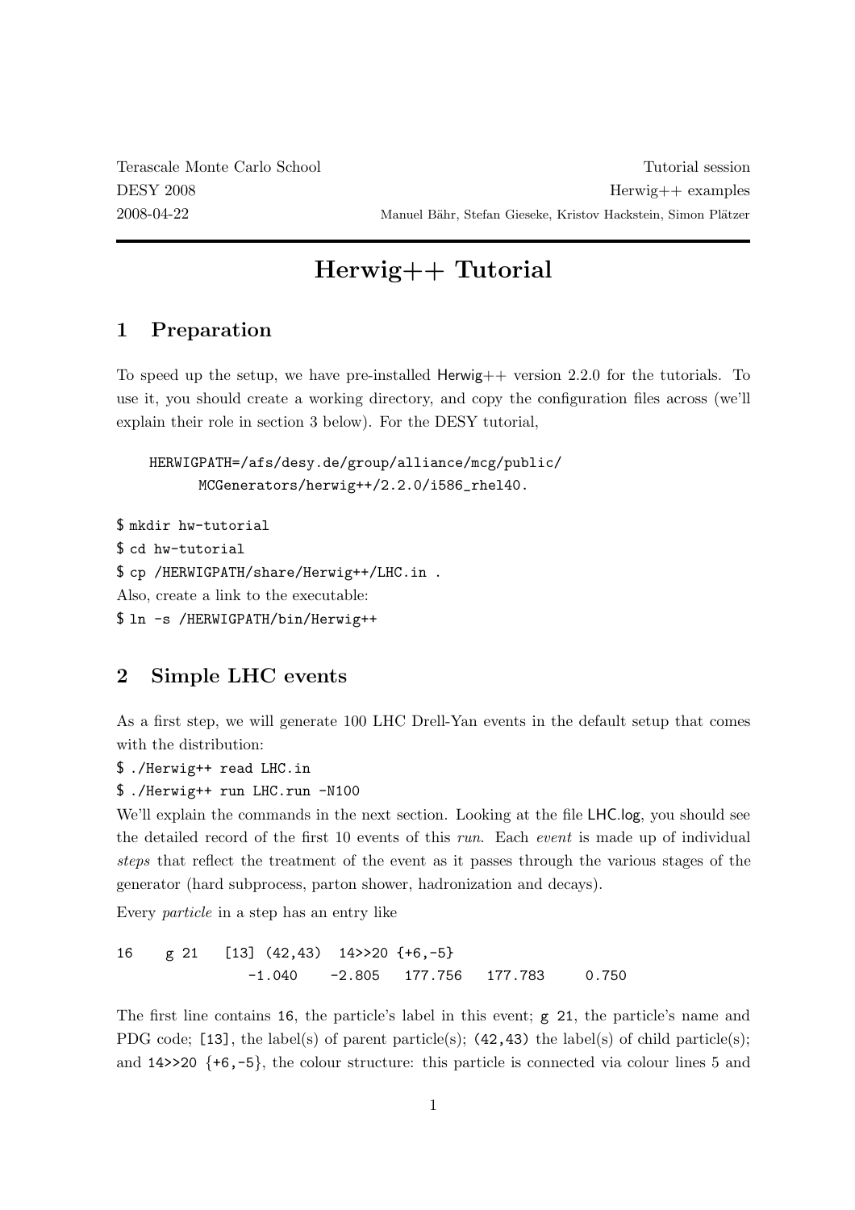Terascale Monte Carlo School  
DESY 2008  
2008-04-22

Tutorial session  
Herwig++ examples  
Manuel Bähr, Stefan Gieseke, Kristov Hackstein, Simon Plätzer

# Herwig++ Tutorial

## 1 Preparation

To speed up the setup, we have pre-installed Herwig++ version 2.2.0 for the tutorials. To use it, you should create a working directory, and copy the configuration files across (we'll explain their role in section 3 below). For the DESY tutorial,

```
HERWIGPATH=/afs/desy.de/group/alliance/mcg/public/
      MCGenerators/herwig++/2.2.0/i586_rhel40.
```

```
$ mkdir hw-tutorial
$ cd hw-tutorial
$ cp /HERWIGPATH/share/Herwig++/LHC.in .
```

Also, create a link to the executable:

```
$ ln -s /HERWIGPATH/bin/Herwig++
```

## 2 Simple LHC events

As a first step, we will generate 100 LHC Drell-Yan events in the default setup that comes with the distribution:

```
$ ./Herwig++ read LHC.in
$ ./Herwig++ run LHC.run -N100
```

We'll explain the commands in the next section. Looking at the file LHC.log, you should see the detailed record of the first 10 events of this *run*. Each *event* is made up of individual *steps* that reflect the treatment of the event as it passes through the various stages of the generator (hard subprocess, parton shower, hadronization and decays).

Every *particle* in a step has an entry like

```
16    g 21   [13] (42,43)  14>>20 {+6,-5}
               -1.040    -2.805   177.756   177.783     0.750
```

The first line contains `16`, the particle's label in this event; `g 21`, the particle's name and PDG code; `[13]`, the label(s) of parent particle(s); `(42,43)` the label(s) of child particle(s); and `14>>20 {+6,-5}`, the colour structure: this particle is connected via colour lines 5 and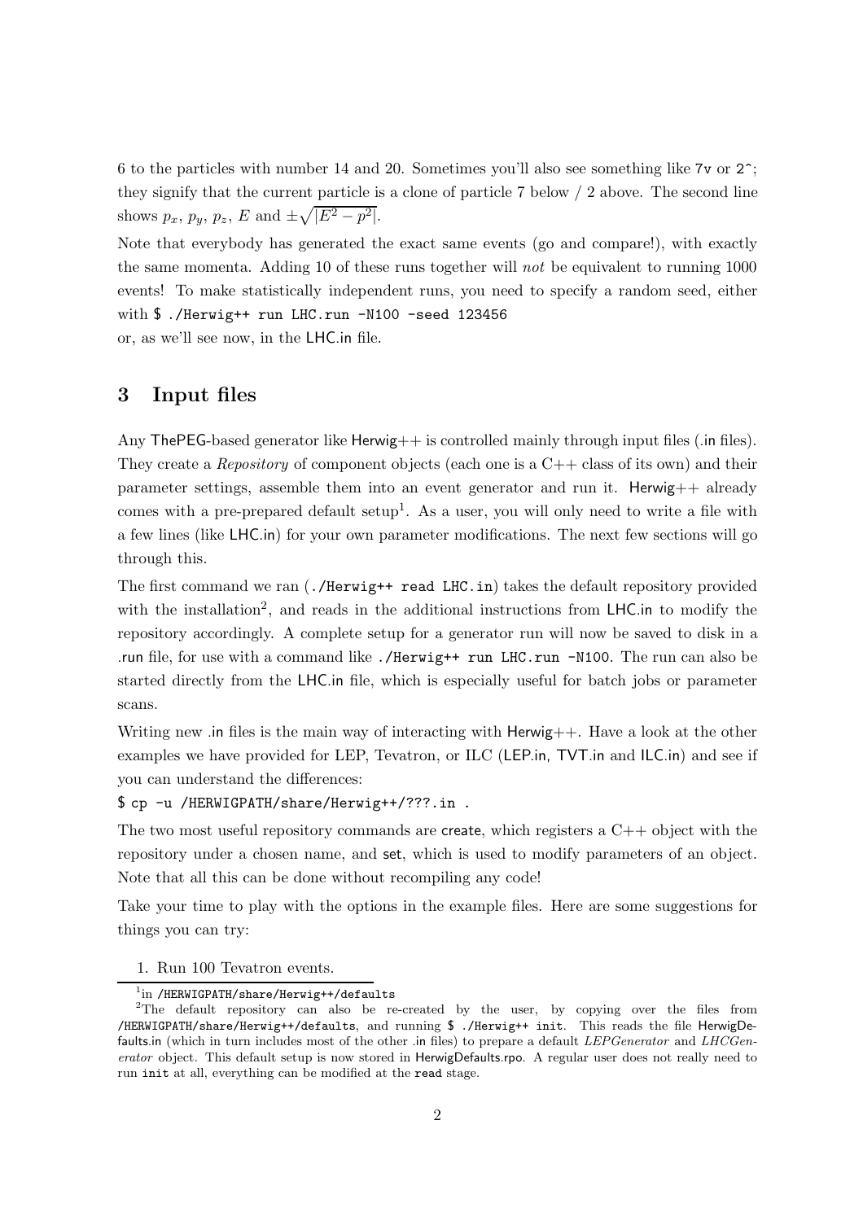6 to the particles with number 14 and 20. Sometimes you'll also see something like `7v` or `2^`; they signify that the current particle is a clone of particle 7 below / 2 above. The second line shows $p_x$, $p_y$, $p_z$, $E$ and $\pm\sqrt{|E^2 - p^2|}$.

Note that everybody has generated the exact same events (go and compare!), with exactly the same momenta. Adding 10 of these runs together will *not* be equivalent to running 1000 events! To make statistically independent runs, you need to specify a random seed, either with `$ ./Herwig++ run LHC.run -N100 -seed 123456`
or, as we'll see now, in the LHC.in file.

## 3 Input files

Any ThePEG-based generator like Herwig++ is controlled mainly through input files (.in files). They create a *Repository* of component objects (each one is a C++ class of its own) and their parameter settings, assemble them into an event generator and run it. Herwig++ already comes with a pre-prepared default setup[1]. As a user, you will only need to write a file with a few lines (like LHC.in) for your own parameter modifications. The next few sections will go through this.

The first command we ran (`./Herwig++ read LHC.in`) takes the default repository provided with the installation[2], and reads in the additional instructions from LHC.in to modify the repository accordingly. A complete setup for a generator run will now be saved to disk in a .run file, for use with a command like `./Herwig++ run LHC.run -N100`. The run can also be started directly from the LHC.in file, which is especially useful for batch jobs or parameter scans.

Writing new .in files is the main way of interacting with Herwig++. Have a look at the other examples we have provided for LEP, Tevatron, or ILC (LEP.in, TVT.in and ILC.in) and see if you can understand the differences:

```
$ cp -u /HERWIGPATH/share/Herwig++/???.in .
```

The two most useful repository commands are create, which registers a C++ object with the repository under a chosen name, and set, which is used to modify parameters of an object. Note that all this can be done without recompiling any code!

Take your time to play with the options in the example files. Here are some suggestions for things you can try:

1. Run 100 Tevatron events.

---

[1] in `/HERWIGPATH/share/Herwig++/defaults`

[2] The default repository can also be re-created by the user, by copying over the files from `/HERWIGPATH/share/Herwig++/defaults`, and running `$ ./Herwig++ init`. This reads the file HerwigDefaults.in (which in turn includes most of the other .in files) to prepare a default *LEPGenerator* and *LHCGenerator* object. This default setup is now stored in HerwigDefaults.rpo. A regular user does not really need to run `init` at all, everything can be modified at the `read` stage.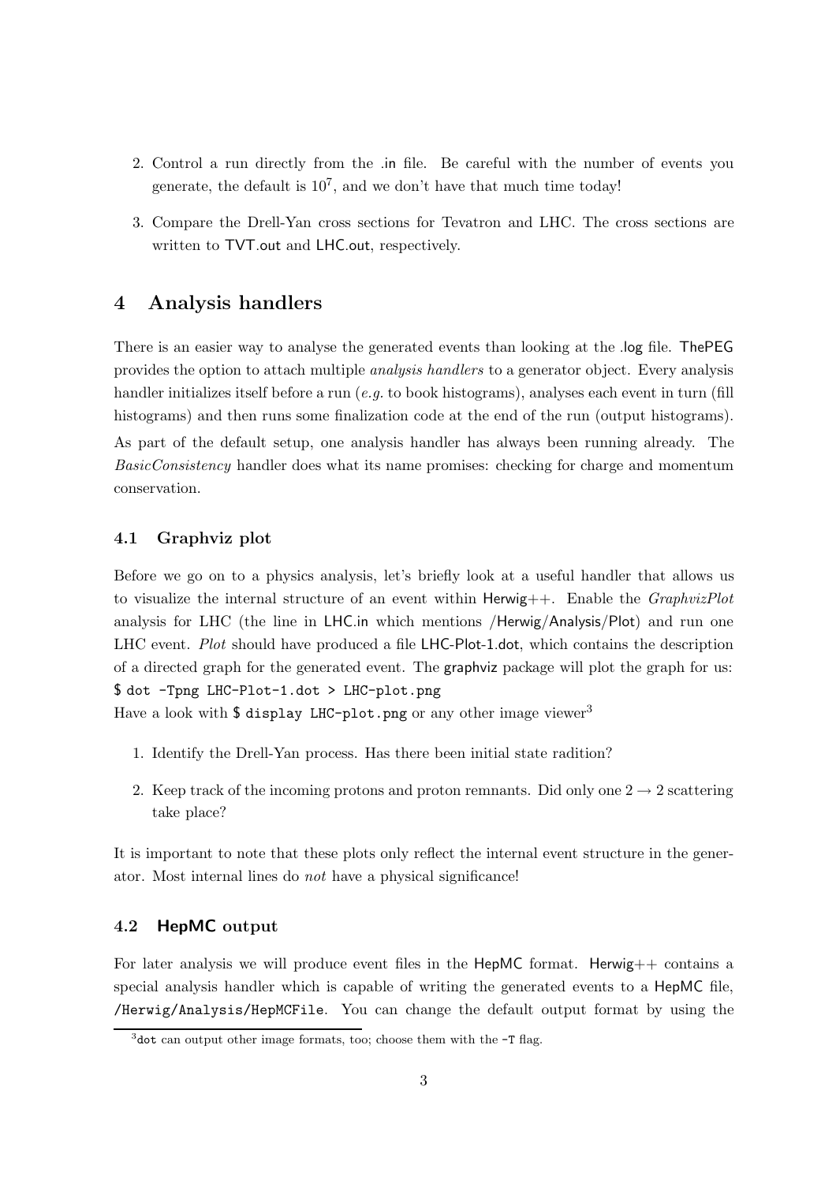2. Control a run directly from the .in file. Be careful with the number of events you generate, the default is $10^7$, and we don't have that much time today!

3. Compare the Drell-Yan cross sections for Tevatron and LHC. The cross sections are written to TVT.out and LHC.out, respectively.

# 4 Analysis handlers

There is an easier way to analyse the generated events than looking at the .log file. ThePEG provides the option to attach multiple *analysis handlers* to a generator object. Every analysis handler initializes itself before a run (*e.g.* to book histograms), analyses each event in turn (fill histograms) and then runs some finalization code at the end of the run (output histograms).

As part of the default setup, one analysis handler has always been running already. The *BasicConsistency* handler does what its name promises: checking for charge and momentum conservation.

## 4.1 Graphviz plot

Before we go on to a physics analysis, let's briefly look at a useful handler that allows us to visualize the internal structure of an event within Herwig++. Enable the *GraphvizPlot* analysis for LHC (the line in LHC.in which mentions /Herwig/Analysis/Plot) and run one LHC event. *Plot* should have produced a file LHC-Plot-1.dot, which contains the description of a directed graph for the generated event. The graphviz package will plot the graph for us:
`$ dot -Tpng LHC-Plot-1.dot > LHC-plot.png`
Have a look with `$ display LHC-plot.png` or any other image viewer[3]

1. Identify the Drell-Yan process. Has there been initial state radition?

2. Keep track of the incoming protons and proton remnants. Did only one $2 \rightarrow 2$ scattering take place?

It is important to note that these plots only reflect the internal event structure in the generator. Most internal lines do *not* have a physical significance!

## 4.2 HepMC output

For later analysis we will produce event files in the HepMC format. Herwig++ contains a special analysis handler which is capable of writing the generated events to a HepMC file, `/Herwig/Analysis/HepMCFile`. You can change the default output format by using the

[3] `dot` can output other image formats, too; choose them with the `-T` flag.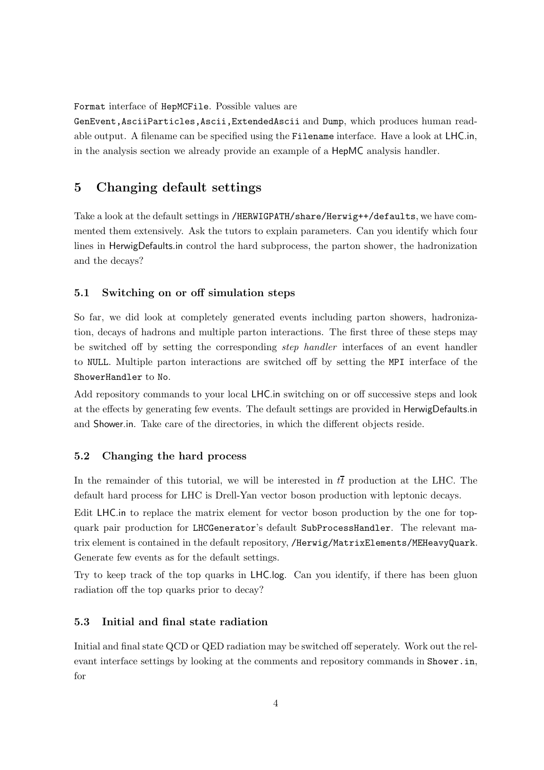Format interface of HepMCFile. Possible values are GenEvent,AsciiParticles,Ascii,ExtendedAscii and Dump, which produces human readable output. A filename can be specified using the Filename interface. Have a look at LHC.in, in the analysis section we already provide an example of a HepMC analysis handler.

# 5 Changing default settings

Take a look at the default settings in /HERWIGPATH/share/Herwig++/defaults, we have commented them extensively. Ask the tutors to explain parameters. Can you identify which four lines in HerwigDefaults.in control the hard subprocess, the parton shower, the hadronization and the decays?

## 5.1 Switching on or off simulation steps

So far, we did look at completely generated events including parton showers, hadronization, decays of hadrons and multiple parton interactions. The first three of these steps may be switched off by setting the corresponding *step handler* interfaces of an event handler to NULL. Multiple parton interactions are switched off by setting the MPI interface of the ShowerHandler to No.

Add repository commands to your local LHC.in switching on or off successive steps and look at the effects by generating few events. The default settings are provided in HerwigDefaults.in and Shower.in. Take care of the directories, in which the different objects reside.

## 5.2 Changing the hard process

In the remainder of this tutorial, we will be interested in $t\bar{t}$ production at the LHC. The default hard process for LHC is Drell-Yan vector boson production with leptonic decays.

Edit LHC.in to replace the matrix element for vector boson production by the one for top-quark pair production for LHCGenerator's default SubProcessHandler. The relevant matrix element is contained in the default repository, /Herwig/MatrixElements/MEHeavyQuark. Generate few events as for the default settings.

Try to keep track of the top quarks in LHC.log. Can you identify, if there has been gluon radiation off the top quarks prior to decay?

## 5.3 Initial and final state radiation

Initial and final state QCD or QED radiation may be switched off seperately. Work out the relevant interface settings by looking at the comments and repository commands in Shower.in, for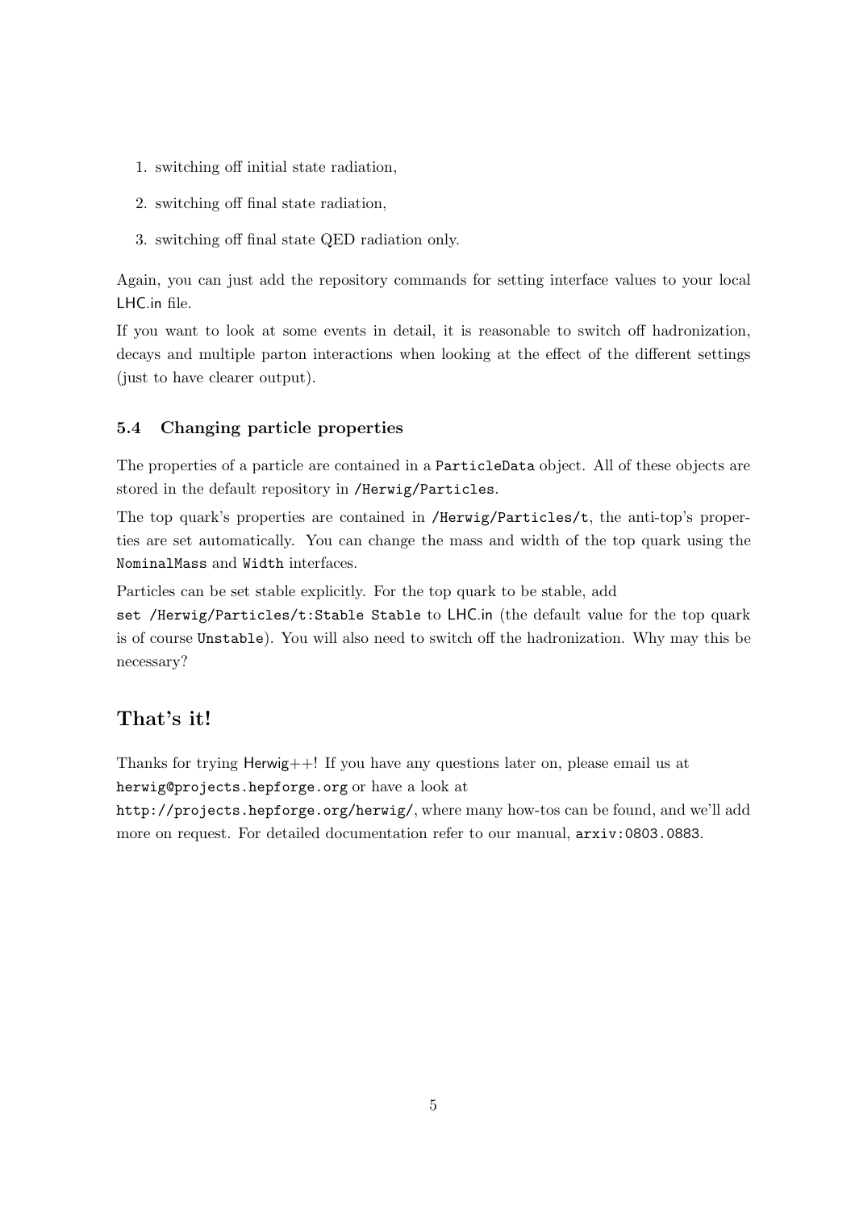1. switching off initial state radiation,
2. switching off final state radiation,
3. switching off final state QED radiation only.

Again, you can just add the repository commands for setting interface values to your local LHC.in file.

If you want to look at some events in detail, it is reasonable to switch off hadronization, decays and multiple parton interactions when looking at the effect of the different settings (just to have clearer output).

### 5.4 Changing particle properties

The properties of a particle are contained in a `ParticleData` object. All of these objects are stored in the default repository in `/Herwig/Particles`.

The top quark's properties are contained in `/Herwig/Particles/t`, the anti-top's properties are set automatically. You can change the mass and width of the top quark using the `NominalMass` and `Width` interfaces.

Particles can be set stable explicitly. For the top quark to be stable, add `set /Herwig/Particles/t:Stable Stable` to LHC.in (the default value for the top quark is of course `Unstable`). You will also need to switch off the hadronization. Why may this be necessary?

## That's it!

Thanks for trying Herwig++! If you have any questions later on, please email us at `herwig@projects.hepforge.org` or have a look at `http://projects.hepforge.org/herwig/`, where many how-tos can be found, and we'll add more on request. For detailed documentation refer to our manual, `arxiv:0803.0883`.